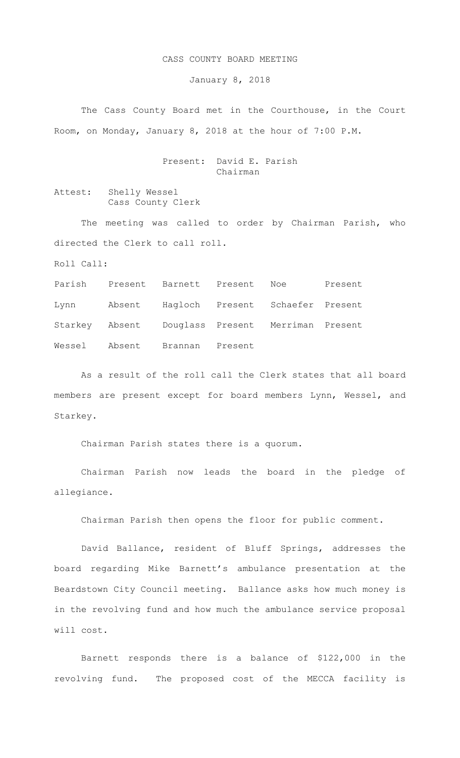# CASS COUNTY BOARD MEETING

January 8, 2018

The Cass County Board met in the Courthouse, in the Court Room, on Monday, January 8, 2018 at the hour of 7:00 P.M.

Present: David E. Parish
Chairman

Attest: Shelly Wessel
Cass County Clerk

The meeting was called to order by Chairman Parish, who directed the Clerk to call roll.

Roll Call:

| | | | | | |
|---|---|---|---|---|---|
| Parish | Present | Barnett | Present | Noe | Present |
| Lynn | Absent | Hagloch | Present | Schaefer | Present |
| Starkey | Absent | Douglass | Present | Merriman | Present |
| Wessel | Absent | Brannan | Present | | |

As a result of the roll call the Clerk states that all board members are present except for board members Lynn, Wessel, and Starkey.

Chairman Parish states there is a quorum.

Chairman Parish now leads the board in the pledge of allegiance.

Chairman Parish then opens the floor for public comment.

David Ballance, resident of Bluff Springs, addresses the board regarding Mike Barnett's ambulance presentation at the Beardstown City Council meeting. Ballance asks how much money is in the revolving fund and how much the ambulance service proposal will cost.

Barnett responds there is a balance of $122,000 in the revolving fund. The proposed cost of the MECCA facility is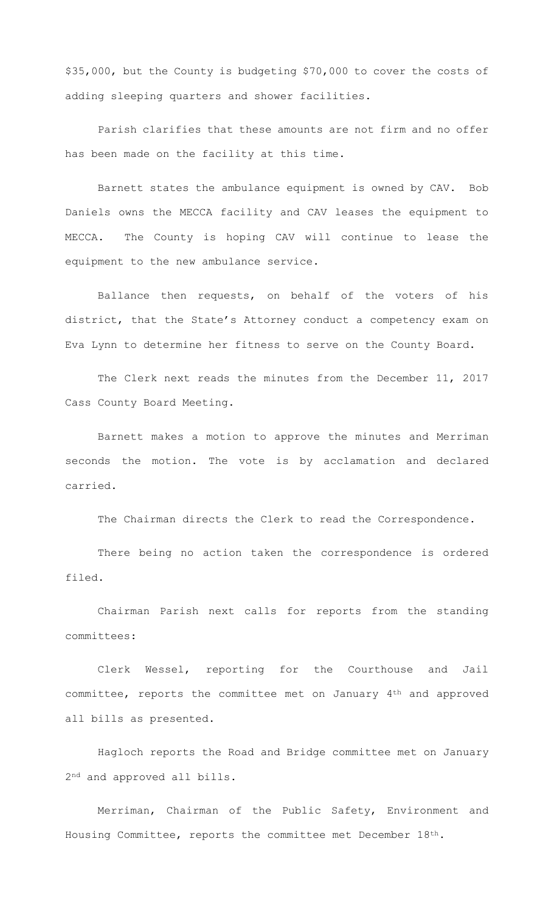$35,000, but the County is budgeting $70,000 to cover the costs of adding sleeping quarters and shower facilities.

Parish clarifies that these amounts are not firm and no offer has been made on the facility at this time.

Barnett states the ambulance equipment is owned by CAV. Bob Daniels owns the MECCA facility and CAV leases the equipment to MECCA. The County is hoping CAV will continue to lease the equipment to the new ambulance service.

Ballance then requests, on behalf of the voters of his district, that the State's Attorney conduct a competency exam on Eva Lynn to determine her fitness to serve on the County Board.

The Clerk next reads the minutes from the December 11, 2017 Cass County Board Meeting.

Barnett makes a motion to approve the minutes and Merriman seconds the motion. The vote is by acclamation and declared carried.

The Chairman directs the Clerk to read the Correspondence.

There being no action taken the correspondence is ordered filed.

Chairman Parish next calls for reports from the standing committees:

Clerk Wessel, reporting for the Courthouse and Jail committee, reports the committee met on January 4th and approved all bills as presented.

Hagloch reports the Road and Bridge committee met on January 2nd and approved all bills.

Merriman, Chairman of the Public Safety, Environment and Housing Committee, reports the committee met December 18th.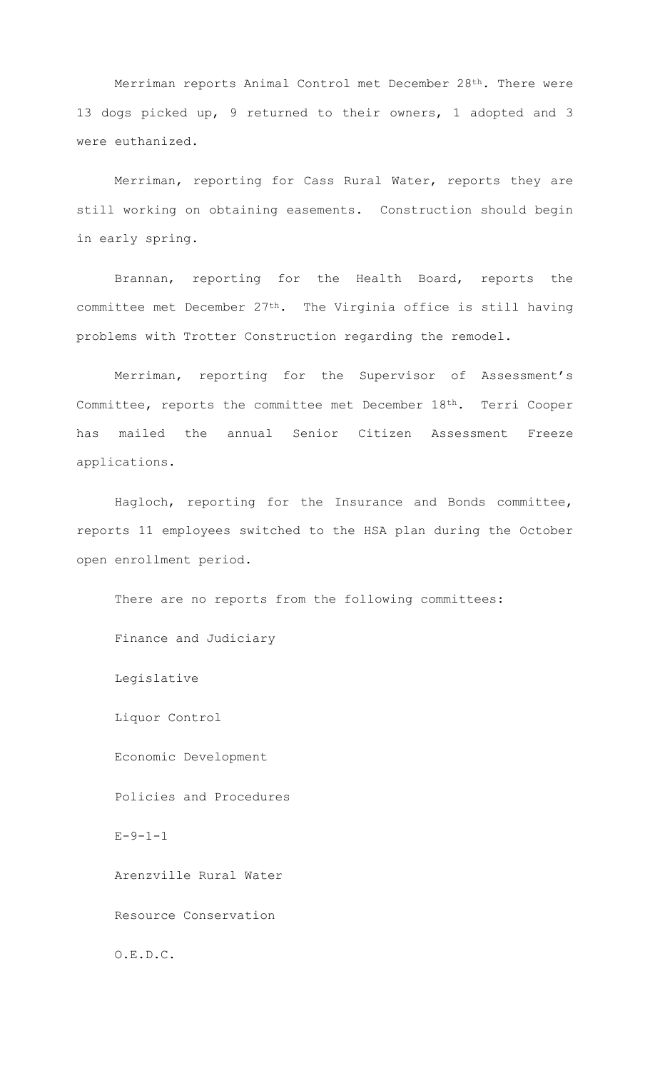Merriman reports Animal Control met December 28th. There were 13 dogs picked up, 9 returned to their owners, 1 adopted and 3 were euthanized.

Merriman, reporting for Cass Rural Water, reports they are still working on obtaining easements. Construction should begin in early spring.

Brannan, reporting for the Health Board, reports the committee met December 27th. The Virginia office is still having problems with Trotter Construction regarding the remodel.

Merriman, reporting for the Supervisor of Assessment's Committee, reports the committee met December 18th. Terri Cooper has mailed the annual Senior Citizen Assessment Freeze applications.

Hagloch, reporting for the Insurance and Bonds committee, reports 11 employees switched to the HSA plan during the October open enrollment period.

There are no reports from the following committees:

Finance and Judiciary

Legislative

Liquor Control

Economic Development

Policies and Procedures

E-9-1-1

Arenzville Rural Water

Resource Conservation

O.E.D.C.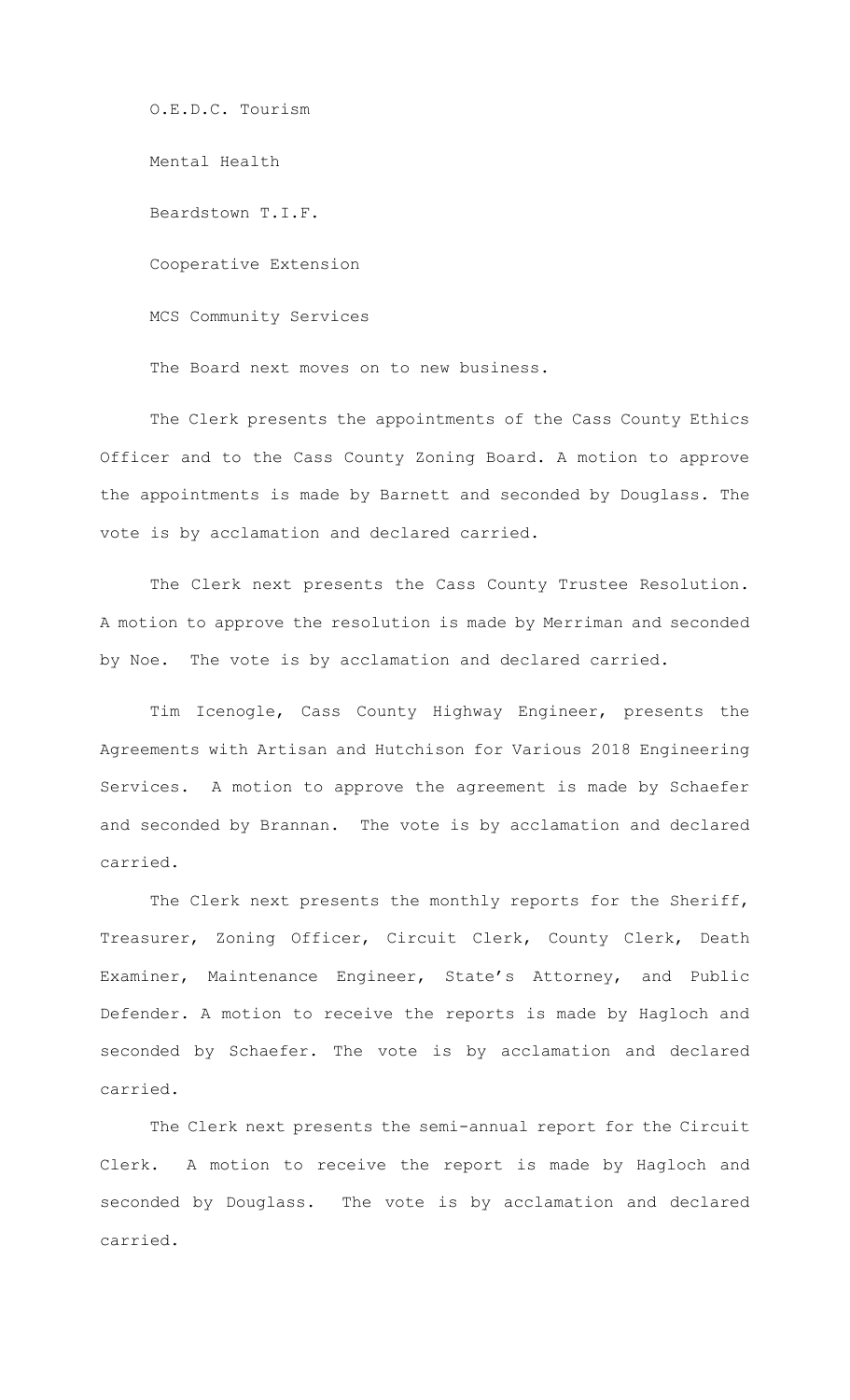O.E.D.C. Tourism

Mental Health

Beardstown T.I.F.

Cooperative Extension

MCS Community Services

The Board next moves on to new business.

The Clerk presents the appointments of the Cass County Ethics Officer and to the Cass County Zoning Board. A motion to approve the appointments is made by Barnett and seconded by Douglass. The vote is by acclamation and declared carried.

The Clerk next presents the Cass County Trustee Resolution. A motion to approve the resolution is made by Merriman and seconded by Noe. The vote is by acclamation and declared carried.

Tim Icenogle, Cass County Highway Engineer, presents the Agreements with Artisan and Hutchison for Various 2018 Engineering Services. A motion to approve the agreement is made by Schaefer and seconded by Brannan. The vote is by acclamation and declared carried.

The Clerk next presents the monthly reports for the Sheriff, Treasurer, Zoning Officer, Circuit Clerk, County Clerk, Death Examiner, Maintenance Engineer, State's Attorney, and Public Defender. A motion to receive the reports is made by Hagloch and seconded by Schaefer. The vote is by acclamation and declared carried.

The Clerk next presents the semi-annual report for the Circuit Clerk. A motion to receive the report is made by Hagloch and seconded by Douglass. The vote is by acclamation and declared carried.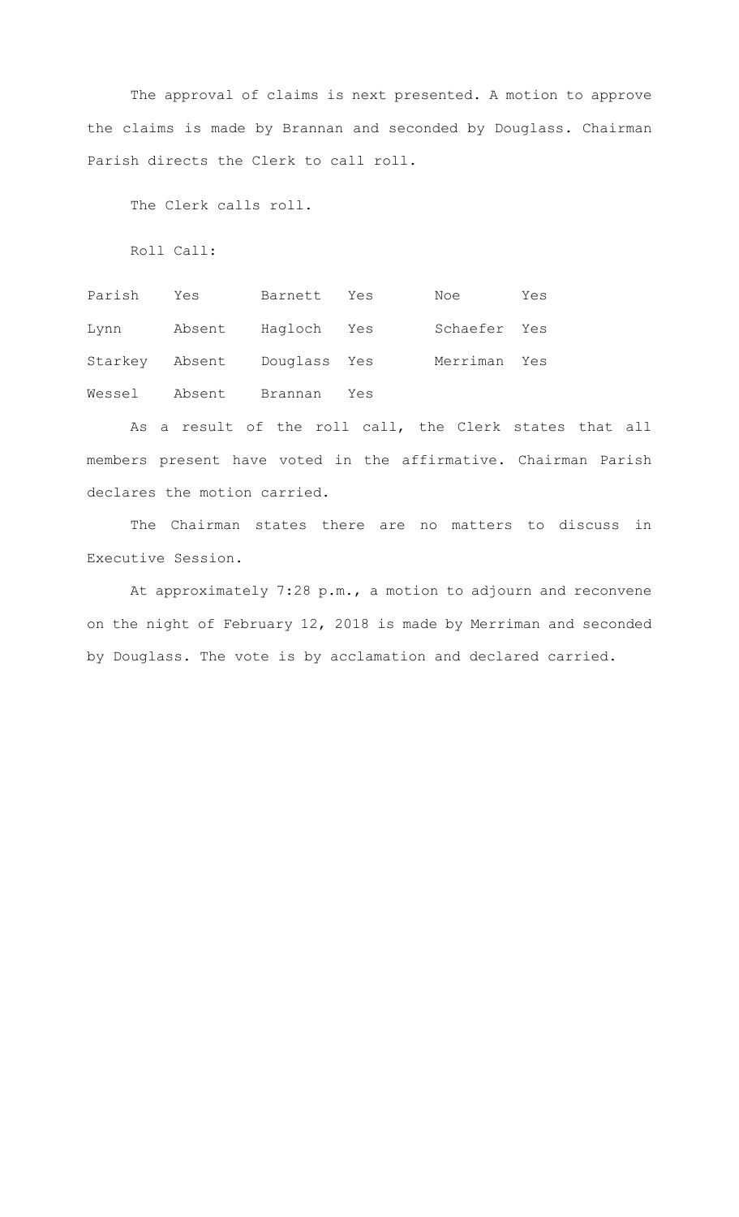The approval of claims is next presented. A motion to approve the claims is made by Brannan and seconded by Douglass. Chairman Parish directs the Clerk to call roll.

The Clerk calls roll.

Roll Call:

| | | | | | |
|---|---|---|---|---|---|
| Parish | Yes | Barnett | Yes | Noe | Yes |
| Lynn | Absent | Hagloch | Yes | Schaefer | Yes |
| Starkey | Absent | Douglass | Yes | Merriman | Yes |
| Wessel | Absent | Brannan | Yes | | |

As a result of the roll call, the Clerk states that all members present have voted in the affirmative. Chairman Parish declares the motion carried.

The Chairman states there are no matters to discuss in Executive Session.

At approximately 7:28 p.m., a motion to adjourn and reconvene on the night of February 12, 2018 is made by Merriman and seconded by Douglass. The vote is by acclamation and declared carried.